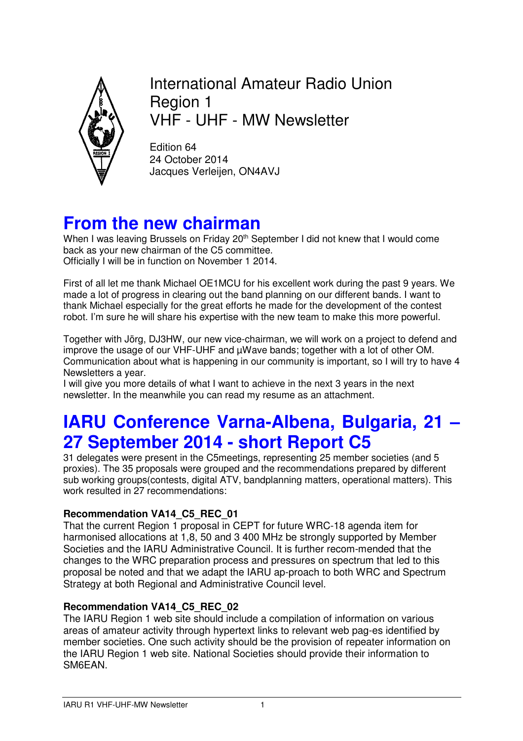# International Amateur Radio Union Region 1 VHF - UHF - MW Newsletter

Edition 64
24 October 2014
Jacques Verleijen, ON4AVJ

## From the new chairman

When I was leaving Brussels on Friday 20th September I did not knew that I would come back as your new chairman of the C5 committee.
Officially I will be in function on November 1 2014.

First of all let me thank Michael OE1MCU for his excellent work during the past 9 years. We made a lot of progress in clearing out the band planning on our different bands. I want to thank Michael especially for the great efforts he made for the development of the contest robot. I'm sure he will share his expertise with the new team to make this more powerful.

Together with Jörg, DJ3HW, our new vice-chairman, we will work on a project to defend and improve the usage of our VHF-UHF and µWave bands; together with a lot of other OM. Communication about what is happening in our community is important, so I will try to have 4 Newsletters a year.
I will give you more details of what I want to achieve in the next 3 years in the next newsletter. In the meanwhile you can read my resume as an attachment.

## IARU Conference Varna-Albena, Bulgaria, 21 – 27 September 2014 - short Report C5

31 delegates were present in the C5meetings, representing 25 member societies (and 5 proxies). The 35 proposals were grouped and the recommendations prepared by different sub working groups(contests, digital ATV, bandplanning matters, operational matters). This work resulted in 27 recommendations:

**Recommendation VA14_C5_REC_01**
That the current Region 1 proposal in CEPT for future WRC-18 agenda item for harmonised allocations at 1,8, 50 and 3 400 MHz be strongly supported by Member Societies and the IARU Administrative Council. It is further recom-mended that the changes to the WRC preparation process and pressures on spectrum that led to this proposal be noted and that we adapt the IARU ap-proach to both WRC and Spectrum Strategy at both Regional and Administrative Council level.

**Recommendation VA14_C5_REC_02**
The IARU Region 1 web site should include a compilation of information on various areas of amateur activity through hypertext links to relevant web pag-es identified by member societies. One such activity should be the provision of repeater information on the IARU Region 1 web site. National Societies should provide their information to SM6EAN.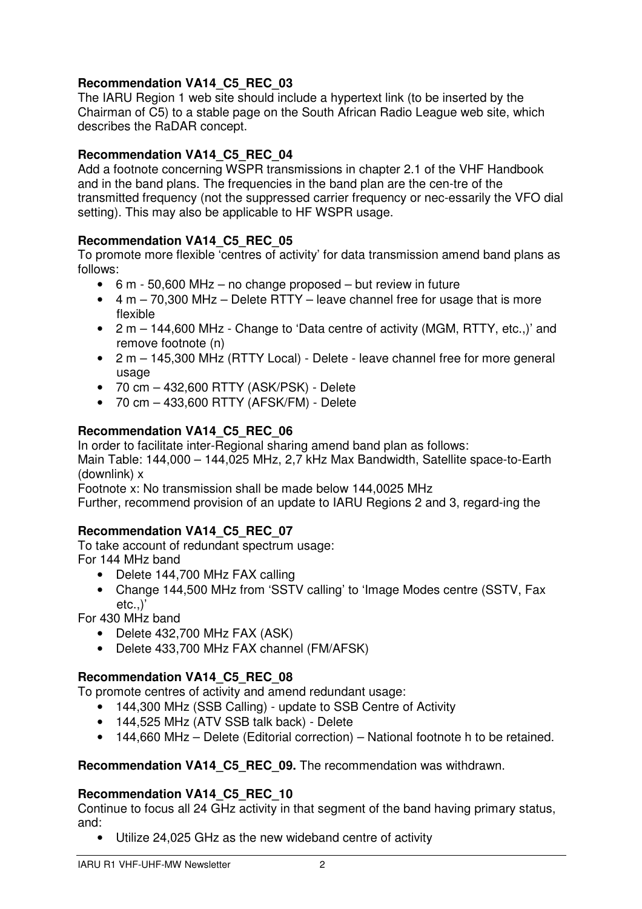**Recommendation VA14_C5_REC_03**
The IARU Region 1 web site should include a hypertext link (to be inserted by the Chairman of C5) to a stable page on the South African Radio League web site, which describes the RaDAR concept.

**Recommendation VA14_C5_REC_04**
Add a footnote concerning WSPR transmissions in chapter 2.1 of the VHF Handbook and in the band plans. The frequencies in the band plan are the cen-tre of the transmitted frequency (not the suppressed carrier frequency or nec-essarily the VFO dial setting). This may also be applicable to HF WSPR usage.

**Recommendation VA14_C5_REC_05**
To promote more flexible 'centres of activity' for data transmission amend band plans as follows:

- 6 m - 50,600 MHz – no change proposed – but review in future
- 4 m – 70,300 MHz – Delete RTTY – leave channel free for usage that is more flexible
- 2 m – 144,600 MHz - Change to 'Data centre of activity (MGM, RTTY, etc.,)' and remove footnote (n)
- 2 m – 145,300 MHz (RTTY Local) - Delete - leave channel free for more general usage
- 70 cm – 432,600 RTTY (ASK/PSK) - Delete
- 70 cm – 433,600 RTTY (AFSK/FM) - Delete

**Recommendation VA14_C5_REC_06**
In order to facilitate inter-Regional sharing amend band plan as follows:
Main Table: 144,000 – 144,025 MHz, 2,7 kHz Max Bandwidth, Satellite space-to-Earth (downlink) x
Footnote x: No transmission shall be made below 144,0025 MHz
Further, recommend provision of an update to IARU Regions 2 and 3, regard-ing the

**Recommendation VA14_C5_REC_07**
To take account of redundant spectrum usage:
For 144 MHz band

- Delete 144,700 MHz FAX calling
- Change 144,500 MHz from 'SSTV calling' to 'Image Modes centre (SSTV, Fax etc.,)'

For 430 MHz band

- Delete 432,700 MHz FAX (ASK)
- Delete 433,700 MHz FAX channel (FM/AFSK)

**Recommendation VA14_C5_REC_08**
To promote centres of activity and amend redundant usage:

- 144,300 MHz (SSB Calling) - update to SSB Centre of Activity
- 144,525 MHz (ATV SSB talk back) - Delete
- 144,660 MHz – Delete (Editorial correction) – National footnote h to be retained.

**Recommendation VA14_C5_REC_09.** The recommendation was withdrawn.

**Recommendation VA14_C5_REC_10**
Continue to focus all 24 GHz activity in that segment of the band having primary status, and:

- Utilize 24,025 GHz as the new wideband centre of activity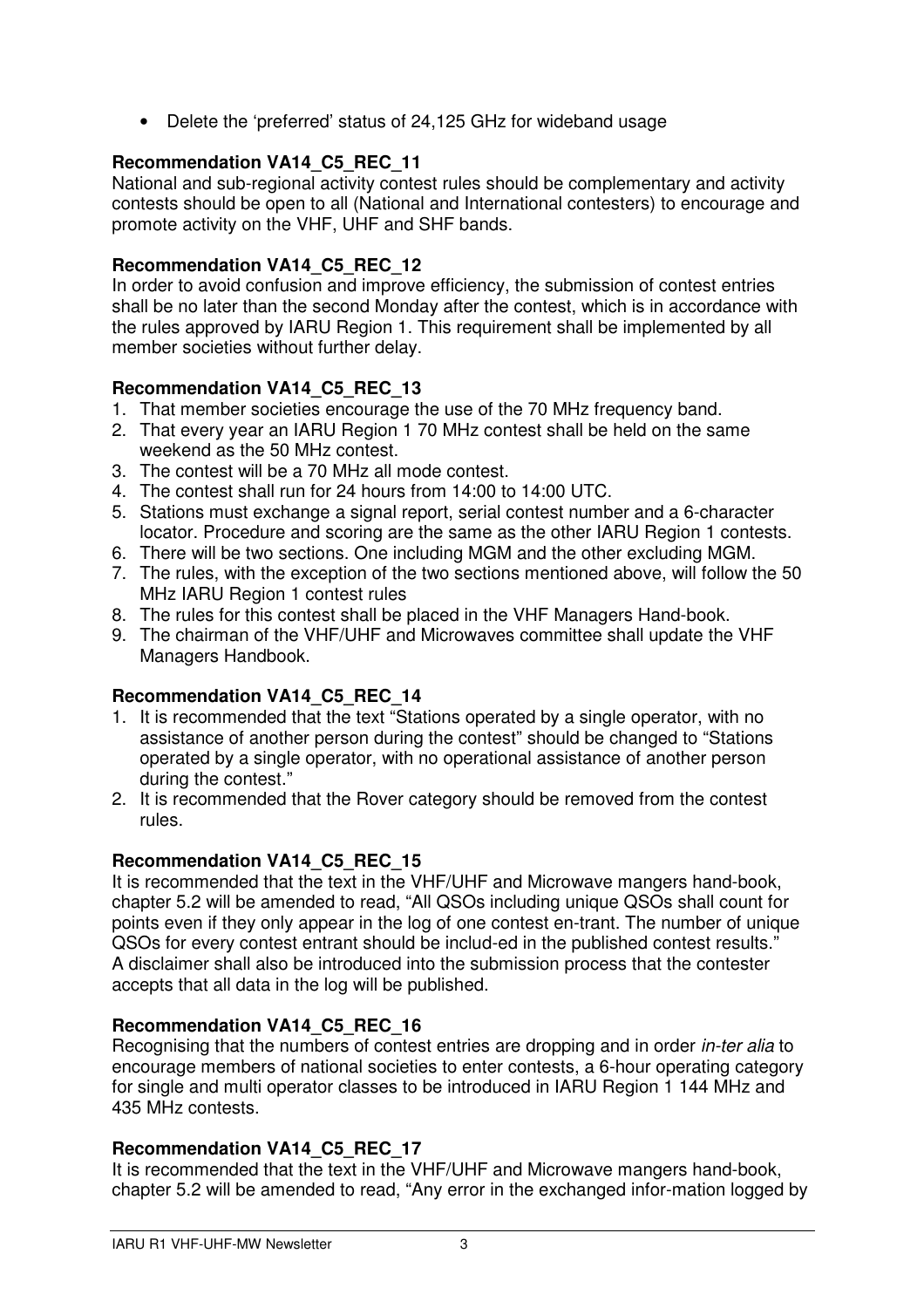- Delete the 'preferred' status of 24,125 GHz for wideband usage

**Recommendation VA14_C5_REC_11**

National and sub-regional activity contest rules should be complementary and activity contests should be open to all (National and International contesters) to encourage and promote activity on the VHF, UHF and SHF bands.

**Recommendation VA14_C5_REC_12**

In order to avoid confusion and improve efficiency, the submission of contest entries shall be no later than the second Monday after the contest, which is in accordance with the rules approved by IARU Region 1. This requirement shall be implemented by all member societies without further delay.

**Recommendation VA14_C5_REC_13**

1. That member societies encourage the use of the 70 MHz frequency band.
2. That every year an IARU Region 1 70 MHz contest shall be held on the same weekend as the 50 MHz contest.
3. The contest will be a 70 MHz all mode contest.
4. The contest shall run for 24 hours from 14:00 to 14:00 UTC.
5. Stations must exchange a signal report, serial contest number and a 6-character locator. Procedure and scoring are the same as the other IARU Region 1 contests.
6. There will be two sections. One including MGM and the other excluding MGM.
7. The rules, with the exception of the two sections mentioned above, will follow the 50 MHz IARU Region 1 contest rules
8. The rules for this contest shall be placed in the VHF Managers Hand-book.
9. The chairman of the VHF/UHF and Microwaves committee shall update the VHF Managers Handbook.

**Recommendation VA14_C5_REC_14**

1. It is recommended that the text "Stations operated by a single operator, with no assistance of another person during the contest" should be changed to "Stations operated by a single operator, with no operational assistance of another person during the contest."
2. It is recommended that the Rover category should be removed from the contest rules.

**Recommendation VA14_C5_REC_15**

It is recommended that the text in the VHF/UHF and Microwave mangers hand-book, chapter 5.2 will be amended to read, "All QSOs including unique QSOs shall count for points even if they only appear in the log of one contest en-trant. The number of unique QSOs for every contest entrant should be includ-ed in the published contest results." A disclaimer shall also be introduced into the submission process that the contester accepts that all data in the log will be published.

**Recommendation VA14_C5_REC_16**

Recognising that the numbers of contest entries are dropping and in order *in-ter alia* to encourage members of national societies to enter contests, a 6-hour operating category for single and multi operator classes to be introduced in IARU Region 1 144 MHz and 435 MHz contests.

**Recommendation VA14_C5_REC_17**

It is recommended that the text in the VHF/UHF and Microwave mangers hand-book, chapter 5.2 will be amended to read, "Any error in the exchanged infor-mation logged by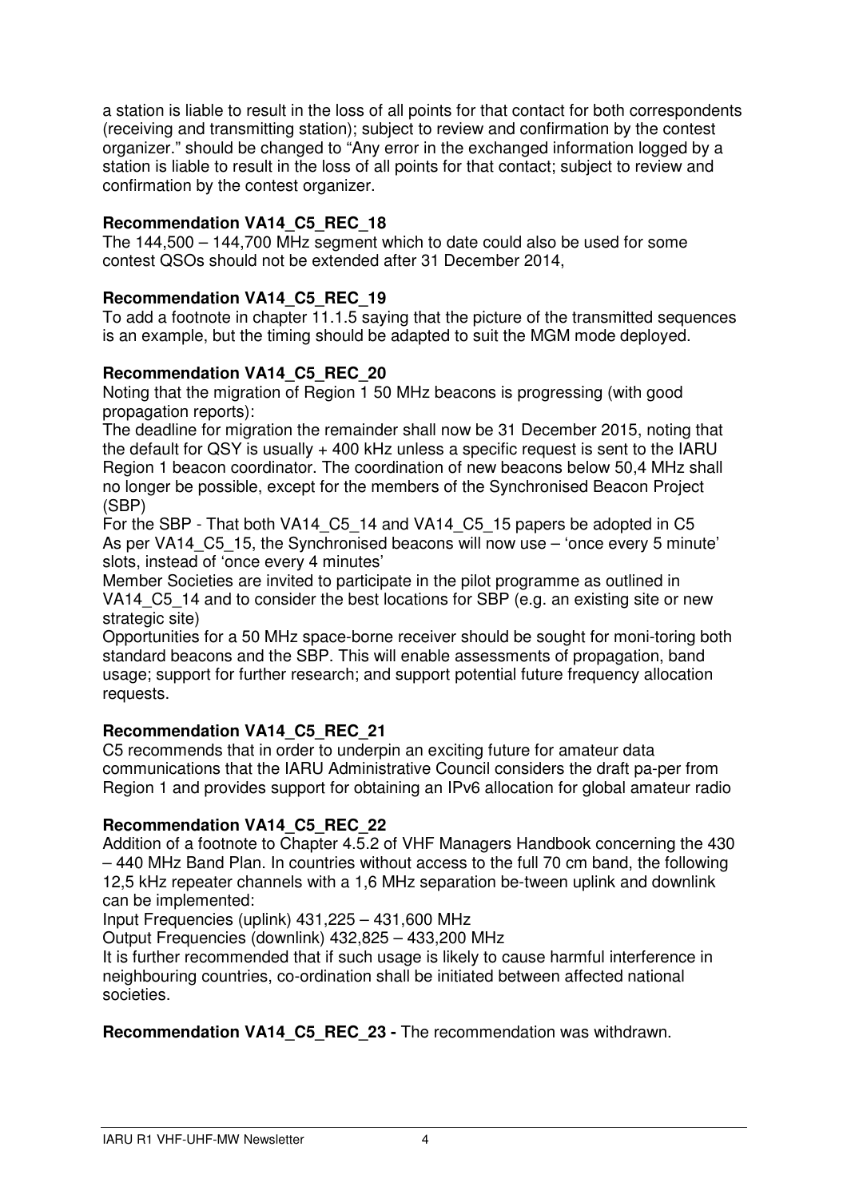a station is liable to result in the loss of all points for that contact for both correspondents (receiving and transmitting station); subject to review and confirmation by the contest organizer." should be changed to "Any error in the exchanged information logged by a station is liable to result in the loss of all points for that contact; subject to review and confirmation by the contest organizer.

**Recommendation VA14_C5_REC_18**

The 144,500 – 144,700 MHz segment which to date could also be used for some contest QSOs should not be extended after 31 December 2014,

**Recommendation VA14_C5_REC_19**

To add a footnote in chapter 11.1.5 saying that the picture of the transmitted sequences is an example, but the timing should be adapted to suit the MGM mode deployed.

**Recommendation VA14_C5_REC_20**

Noting that the migration of Region 1 50 MHz beacons is progressing (with good propagation reports):

The deadline for migration the remainder shall now be 31 December 2015, noting that the default for QSY is usually + 400 kHz unless a specific request is sent to the IARU Region 1 beacon coordinator. The coordination of new beacons below 50,4 MHz shall no longer be possible, except for the members of the Synchronised Beacon Project (SBP)

For the SBP - That both VA14_C5_14 and VA14_C5_15 papers be adopted in C5

As per VA14_C5_15, the Synchronised beacons will now use – 'once every 5 minute' slots, instead of 'once every 4 minutes'

Member Societies are invited to participate in the pilot programme as outlined in VA14_C5_14 and to consider the best locations for SBP (e.g. an existing site or new strategic site)

Opportunities for a 50 MHz space-borne receiver should be sought for moni-toring both standard beacons and the SBP. This will enable assessments of propagation, band usage; support for further research; and support potential future frequency allocation requests.

**Recommendation VA14_C5_REC_21**

C5 recommends that in order to underpin an exciting future for amateur data communications that the IARU Administrative Council considers the draft pa-per from Region 1 and provides support for obtaining an IPv6 allocation for global amateur radio

**Recommendation VA14_C5_REC_22**

Addition of a footnote to Chapter 4.5.2 of VHF Managers Handbook concerning the 430 – 440 MHz Band Plan. In countries without access to the full 70 cm band, the following 12,5 kHz repeater channels with a 1,6 MHz separation be-tween uplink and downlink can be implemented:

Input Frequencies (uplink) 431,225 – 431,600 MHz

Output Frequencies (downlink) 432,825 – 433,200 MHz

It is further recommended that if such usage is likely to cause harmful interference in neighbouring countries, co-ordination shall be initiated between affected national societies.

**Recommendation VA14_C5_REC_23 -** The recommendation was withdrawn.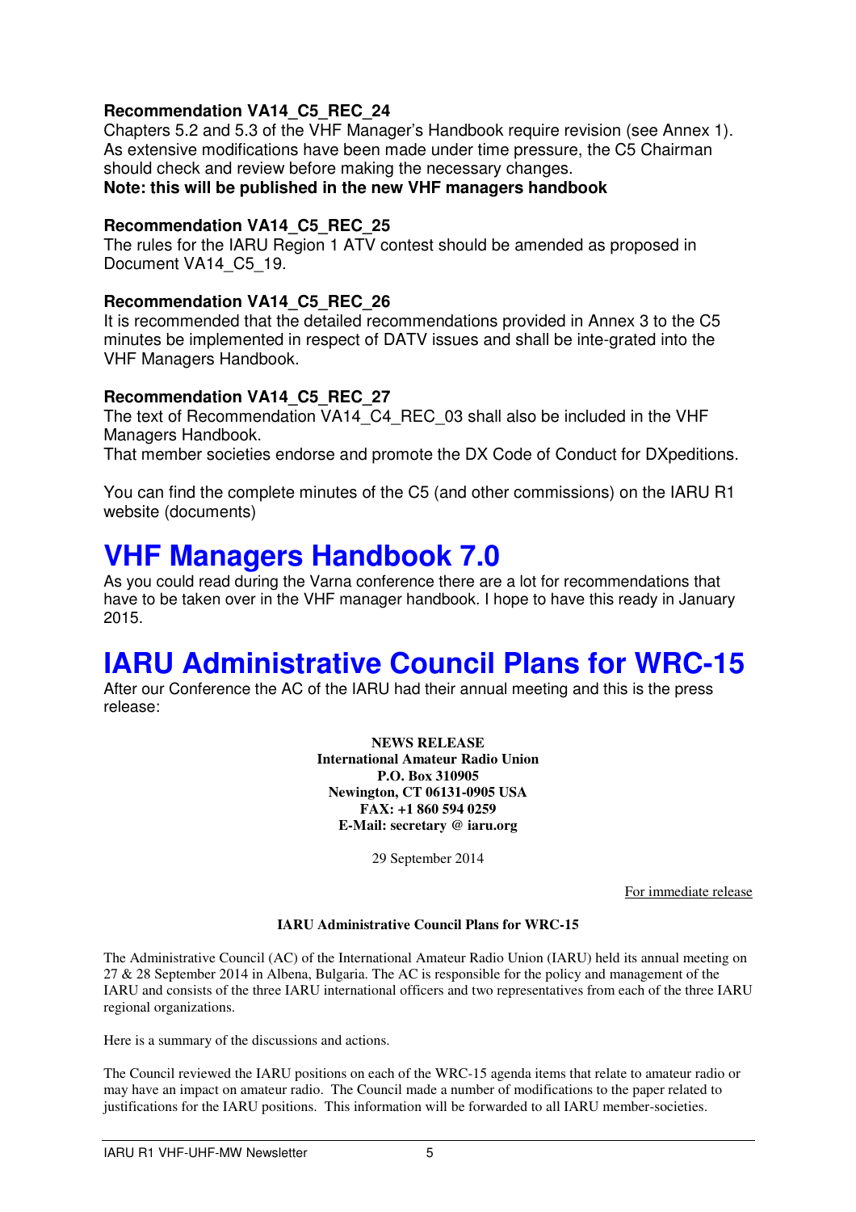**Recommendation VA14_C5_REC_24**
Chapters 5.2 and 5.3 of the VHF Manager's Handbook require revision (see Annex 1). As extensive modifications have been made under time pressure, the C5 Chairman should check and review before making the necessary changes.
**Note: this will be published in the new VHF managers handbook**

**Recommendation VA14_C5_REC_25**
The rules for the IARU Region 1 ATV contest should be amended as proposed in Document VA14_C5_19.

**Recommendation VA14_C5_REC_26**
It is recommended that the detailed recommendations provided in Annex 3 to the C5 minutes be implemented in respect of DATV issues and shall be inte-grated into the VHF Managers Handbook.

**Recommendation VA14_C5_REC_27**
The text of Recommendation VA14_C4_REC_03 shall also be included in the VHF Managers Handbook.
That member societies endorse and promote the DX Code of Conduct for DXpeditions.

You can find the complete minutes of the C5 (and other commissions) on the IARU R1 website (documents)

# VHF Managers Handbook 7.0

As you could read during the Varna conference there are a lot for recommendations that have to be taken over in the VHF manager handbook. I hope to have this ready in January 2015.

# IARU Administrative Council Plans for WRC-15

After our Conference the AC of the IARU had their annual meeting and this is the press release:

**NEWS RELEASE**
**International Amateur Radio Union**
**P.O. Box 310905**
**Newington, CT 06131-0905 USA**
**FAX: +1 860 594 0259**
**E-Mail: secretary @ iaru.org**

29 September 2014

For immediate release

**IARU Administrative Council Plans for WRC-15**

The Administrative Council (AC) of the International Amateur Radio Union (IARU) held its annual meeting on 27 & 28 September 2014 in Albena, Bulgaria. The AC is responsible for the policy and management of the IARU and consists of the three IARU international officers and two representatives from each of the three IARU regional organizations.

Here is a summary of the discussions and actions.

The Council reviewed the IARU positions on each of the WRC-15 agenda items that relate to amateur radio or may have an impact on amateur radio. The Council made a number of modifications to the paper related to justifications for the IARU positions. This information will be forwarded to all IARU member-societies.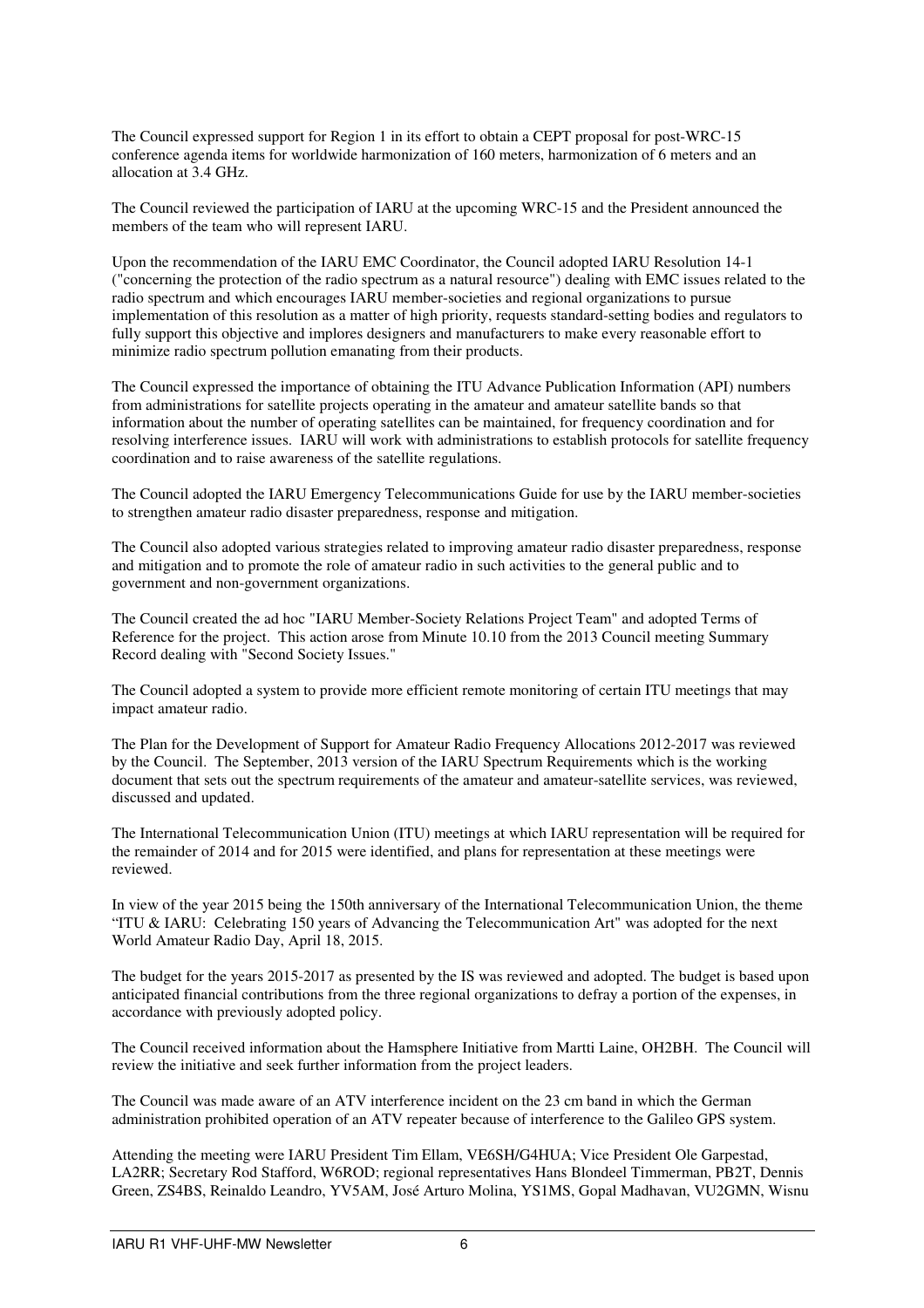The Council expressed support for Region 1 in its effort to obtain a CEPT proposal for post-WRC-15 conference agenda items for worldwide harmonization of 160 meters, harmonization of 6 meters and an allocation at 3.4 GHz.

The Council reviewed the participation of IARU at the upcoming WRC-15 and the President announced the members of the team who will represent IARU.

Upon the recommendation of the IARU EMC Coordinator, the Council adopted IARU Resolution 14-1 ("concerning the protection of the radio spectrum as a natural resource") dealing with EMC issues related to the radio spectrum and which encourages IARU member-societies and regional organizations to pursue implementation of this resolution as a matter of high priority, requests standard-setting bodies and regulators to fully support this objective and implores designers and manufacturers to make every reasonable effort to minimize radio spectrum pollution emanating from their products.

The Council expressed the importance of obtaining the ITU Advance Publication Information (API) numbers from administrations for satellite projects operating in the amateur and amateur satellite bands so that information about the number of operating satellites can be maintained, for frequency coordination and for resolving interference issues. IARU will work with administrations to establish protocols for satellite frequency coordination and to raise awareness of the satellite regulations.

The Council adopted the IARU Emergency Telecommunications Guide for use by the IARU member-societies to strengthen amateur radio disaster preparedness, response and mitigation.

The Council also adopted various strategies related to improving amateur radio disaster preparedness, response and mitigation and to promote the role of amateur radio in such activities to the general public and to government and non-government organizations.

The Council created the ad hoc "IARU Member-Society Relations Project Team" and adopted Terms of Reference for the project. This action arose from Minute 10.10 from the 2013 Council meeting Summary Record dealing with "Second Society Issues."

The Council adopted a system to provide more efficient remote monitoring of certain ITU meetings that may impact amateur radio.

The Plan for the Development of Support for Amateur Radio Frequency Allocations 2012-2017 was reviewed by the Council. The September, 2013 version of the IARU Spectrum Requirements which is the working document that sets out the spectrum requirements of the amateur and amateur-satellite services, was reviewed, discussed and updated.

The International Telecommunication Union (ITU) meetings at which IARU representation will be required for the remainder of 2014 and for 2015 were identified, and plans for representation at these meetings were reviewed.

In view of the year 2015 being the 150th anniversary of the International Telecommunication Union, the theme "ITU & IARU: Celebrating 150 years of Advancing the Telecommunication Art" was adopted for the next World Amateur Radio Day, April 18, 2015.

The budget for the years 2015-2017 as presented by the IS was reviewed and adopted. The budget is based upon anticipated financial contributions from the three regional organizations to defray a portion of the expenses, in accordance with previously adopted policy.

The Council received information about the Hamsphere Initiative from Martti Laine, OH2BH. The Council will review the initiative and seek further information from the project leaders.

The Council was made aware of an ATV interference incident on the 23 cm band in which the German administration prohibited operation of an ATV repeater because of interference to the Galileo GPS system.

Attending the meeting were IARU President Tim Ellam, VE6SH/G4HUA; Vice President Ole Garpestad, LA2RR; Secretary Rod Stafford, W6ROD; regional representatives Hans Blondeel Timmerman, PB2T, Dennis Green, ZS4BS, Reinaldo Leandro, YV5AM, José Arturo Molina, YS1MS, Gopal Madhavan, VU2GMN, Wisnu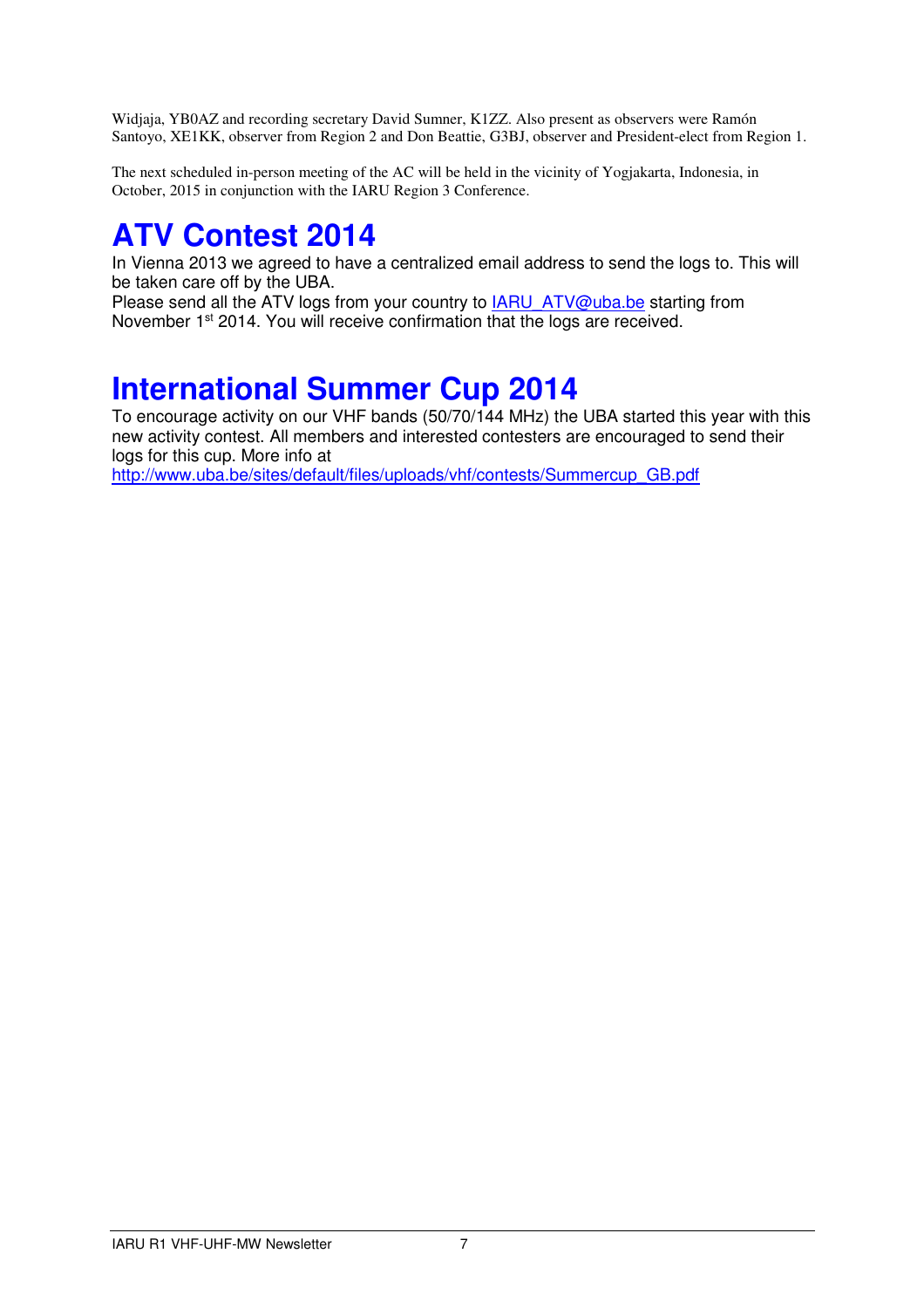Widjaja, YB0AZ and recording secretary David Sumner, K1ZZ. Also present as observers were Ramón Santoyo, XE1KK, observer from Region 2 and Don Beattie, G3BJ, observer and President-elect from Region 1.

The next scheduled in-person meeting of the AC will be held in the vicinity of Yogjakarta, Indonesia, in October, 2015 in conjunction with the IARU Region 3 Conference.

# ATV Contest 2014

In Vienna 2013 we agreed to have a centralized email address to send the logs to. This will be taken care off by the UBA.
Please send all the ATV logs from your country to IARU_ATV@uba.be starting from November 1st 2014. You will receive confirmation that the logs are received.

# International Summer Cup 2014

To encourage activity on our VHF bands (50/70/144 MHz) the UBA started this year with this new activity contest. All members and interested contesters are encouraged to send their logs for this cup. More info at
http://www.uba.be/sites/default/files/uploads/vhf/contests/Summercup_GB.pdf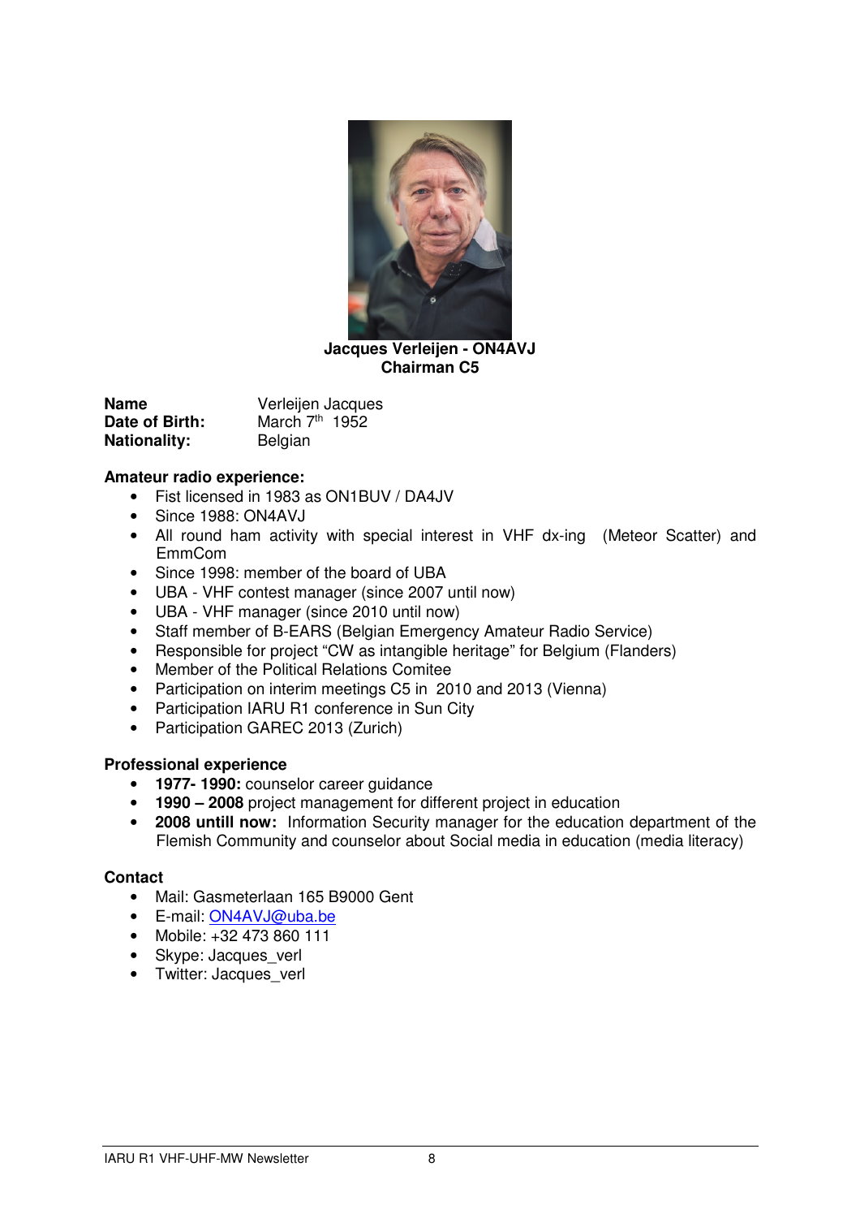**Jacques Verleijen - ON4AVJ**
**Chairman C5**

| | |
|---|---|
| **Name** | Verleijen Jacques |
| **Date of Birth:** | March 7th 1952 |
| **Nationality:** | Belgian |

**Amateur radio experience:**

- Fist licensed in 1983 as ON1BUV / DA4JV
- Since 1988: ON4AVJ
- All round ham activity with special interest in VHF dx-ing (Meteor Scatter) and EmmCom
- Since 1998: member of the board of UBA
- UBA - VHF contest manager (since 2007 until now)
- UBA - VHF manager (since 2010 until now)
- Staff member of B-EARS (Belgian Emergency Amateur Radio Service)
- Responsible for project “CW as intangible heritage” for Belgium (Flanders)
- Member of the Political Relations Comitee
- Participation on interim meetings C5 in 2010 and 2013 (Vienna)
- Participation IARU R1 conference in Sun City
- Participation GAREC 2013 (Zurich)

**Professional experience**

- **1977- 1990:** counselor career guidance
- **1990 – 2008** project management for different project in education
- **2008 untill now:** Information Security manager for the education department of the Flemish Community and counselor about Social media in education (media literacy)

**Contact**

- Mail: Gasmeterlaan 165 B9000 Gent
- E-mail: ON4AVJ@uba.be
- Mobile: +32 473 860 111
- Skype: Jacques_verl
- Twitter: Jacques_verl